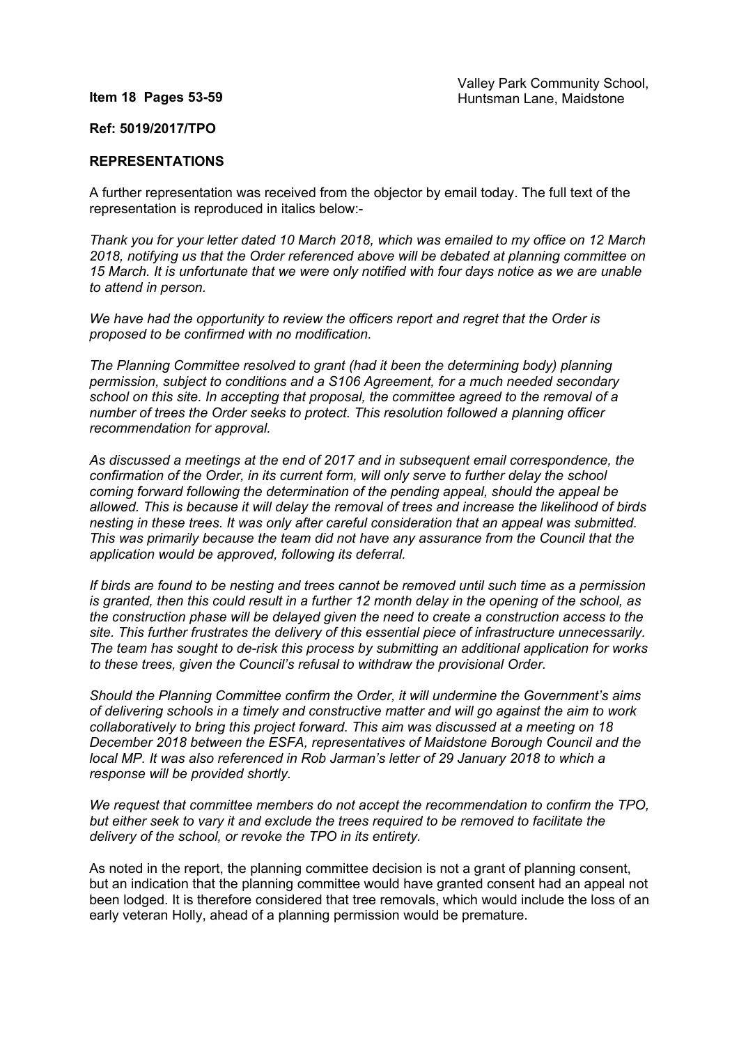**Item 18 Pages 53-59**

Valley Park Community School, Huntsman Lane, Maidstone

**Ref: 5019/2017/TPO**

**REPRESENTATIONS**

A further representation was received from the objector by email today. The full text of the representation is reproduced in italics below:-

*Thank you for your letter dated 10 March 2018, which was emailed to my office on 12 March 2018, notifying us that the Order referenced above will be debated at planning committee on 15 March. It is unfortunate that we were only notified with four days notice as we are unable to attend in person.*

*We have had the opportunity to review the officers report and regret that the Order is proposed to be confirmed with no modification.*

*The Planning Committee resolved to grant (had it been the determining body) planning permission, subject to conditions and a S106 Agreement, for a much needed secondary school on this site. In accepting that proposal, the committee agreed to the removal of a number of trees the Order seeks to protect. This resolution followed a planning officer recommendation for approval.*

*As discussed a meetings at the end of 2017 and in subsequent email correspondence, the confirmation of the Order, in its current form, will only serve to further delay the school coming forward following the determination of the pending appeal, should the appeal be allowed. This is because it will delay the removal of trees and increase the likelihood of birds nesting in these trees. It was only after careful consideration that an appeal was submitted. This was primarily because the team did not have any assurance from the Council that the application would be approved, following its deferral.*

*If birds are found to be nesting and trees cannot be removed until such time as a permission is granted, then this could result in a further 12 month delay in the opening of the school, as the construction phase will be delayed given the need to create a construction access to the site. This further frustrates the delivery of this essential piece of infrastructure unnecessarily. The team has sought to de-risk this process by submitting an additional application for works to these trees, given the Council's refusal to withdraw the provisional Order.*

*Should the Planning Committee confirm the Order, it will undermine the Government's aims of delivering schools in a timely and constructive matter and will go against the aim to work collaboratively to bring this project forward. This aim was discussed at a meeting on 18 December 2018 between the ESFA, representatives of Maidstone Borough Council and the local MP. It was also referenced in Rob Jarman's letter of 29 January 2018 to which a response will be provided shortly.*

*We request that committee members do not accept the recommendation to confirm the TPO, but either seek to vary it and exclude the trees required to be removed to facilitate the delivery of the school, or revoke the TPO in its entirety.*

As noted in the report, the planning committee decision is not a grant of planning consent, but an indication that the planning committee would have granted consent had an appeal not been lodged. It is therefore considered that tree removals, which would include the loss of an early veteran Holly, ahead of a planning permission would be premature.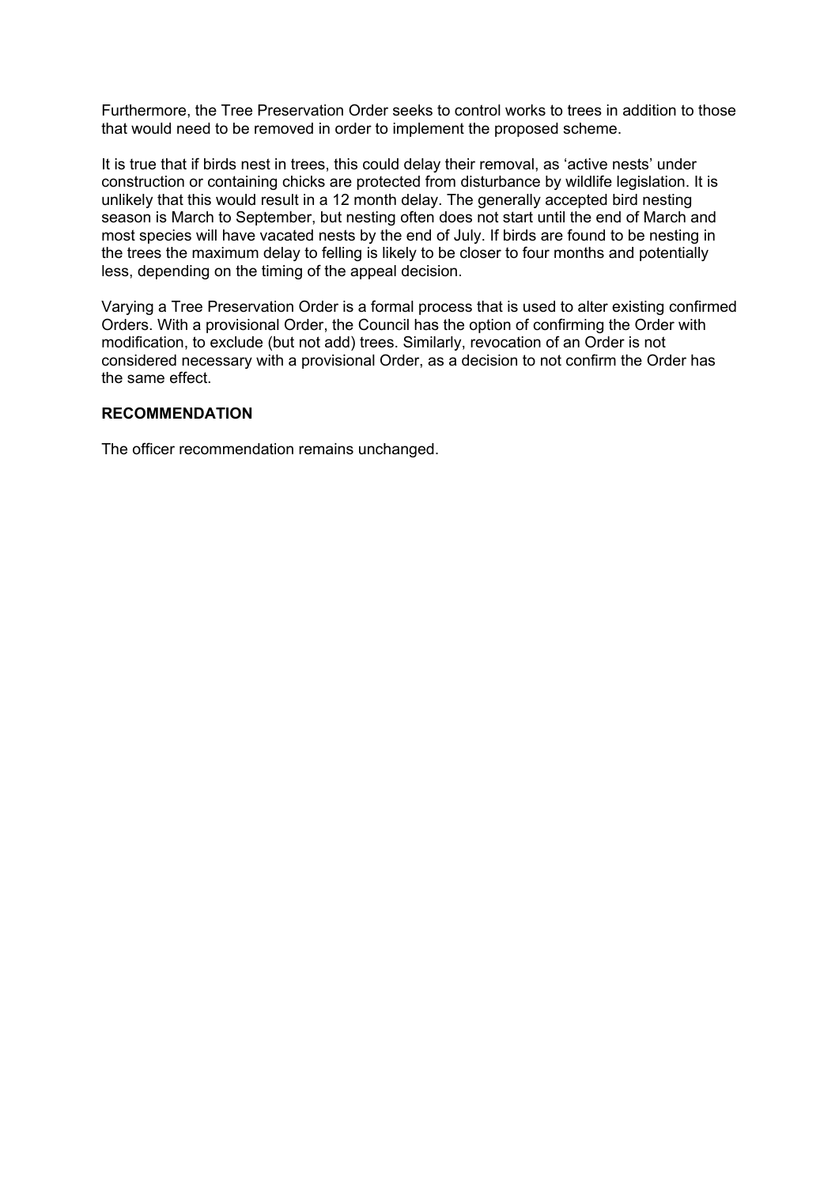Furthermore, the Tree Preservation Order seeks to control works to trees in addition to those that would need to be removed in order to implement the proposed scheme.

It is true that if birds nest in trees, this could delay their removal, as 'active nests' under construction or containing chicks are protected from disturbance by wildlife legislation. It is unlikely that this would result in a 12 month delay. The generally accepted bird nesting season is March to September, but nesting often does not start until the end of March and most species will have vacated nests by the end of July. If birds are found to be nesting in the trees the maximum delay to felling is likely to be closer to four months and potentially less, depending on the timing of the appeal decision.

Varying a Tree Preservation Order is a formal process that is used to alter existing confirmed Orders. With a provisional Order, the Council has the option of confirming the Order with modification, to exclude (but not add) trees. Similarly, revocation of an Order is not considered necessary with a provisional Order, as a decision to not confirm the Order has the same effect.

**RECOMMENDATION**

The officer recommendation remains unchanged.